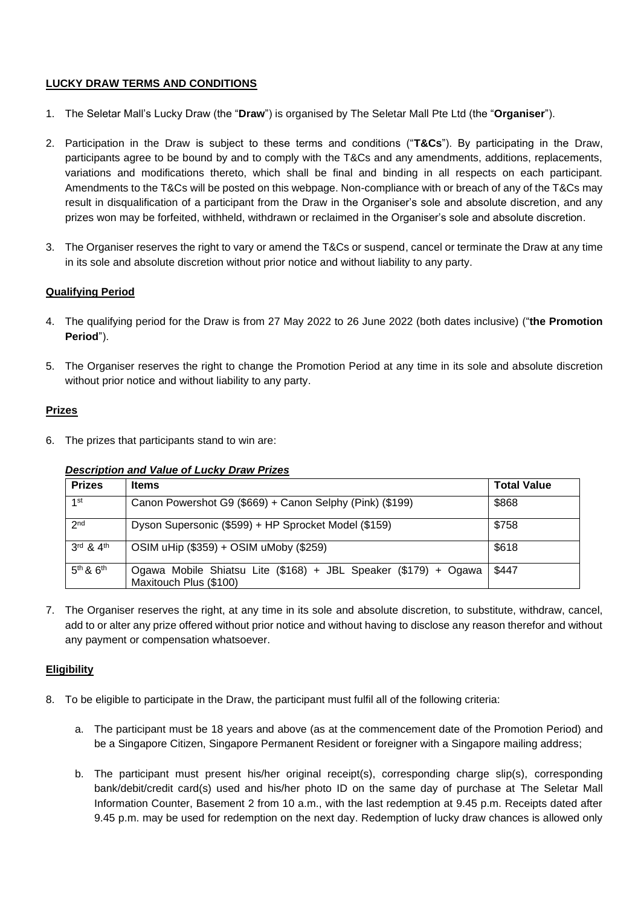**LUCKY DRAW TERMS AND CONDITIONS**

1. The Seletar Mall's Lucky Draw (the "**Draw**") is organised by The Seletar Mall Pte Ltd (the "**Organiser**").

2. Participation in the Draw is subject to these terms and conditions ("**T&Cs**"). By participating in the Draw, participants agree to be bound by and to comply with the T&Cs and any amendments, additions, replacements, variations and modifications thereto, which shall be final and binding in all respects on each participant. Amendments to the T&Cs will be posted on this webpage. Non-compliance with or breach of any of the T&Cs may result in disqualification of a participant from the Draw in the Organiser's sole and absolute discretion, and any prizes won may be forfeited, withheld, withdrawn or reclaimed in the Organiser's sole and absolute discretion.

3. The Organiser reserves the right to vary or amend the T&Cs or suspend, cancel or terminate the Draw at any time in its sole and absolute discretion without prior notice and without liability to any party.

**Qualifying Period**

4. The qualifying period for the Draw is from 27 May 2022 to 26 June 2022 (both dates inclusive) ("**the Promotion Period**").

5. The Organiser reserves the right to change the Promotion Period at any time in its sole and absolute discretion without prior notice and without liability to any party.

**Prizes**

6. The prizes that participants stand to win are:

***Description and Value of Lucky Draw Prizes***

| Prizes | Items | Total Value |
|---|---|---|
| 1st | Canon Powershot G9 ($669) + Canon Selphy (Pink) ($199) | $868 |
| 2nd | Dyson Supersonic ($599) + HP Sprocket Model ($159) | $758 |
| 3rd & 4th | OSIM uHip ($359) + OSIM uMoby ($259) | $618 |
| 5th & 6th | Ogawa Mobile Shiatsu Lite ($168) + JBL Speaker ($179) + Ogawa Maxitouch Plus ($100) | $447 |

7. The Organiser reserves the right, at any time in its sole and absolute discretion, to substitute, withdraw, cancel, add to or alter any prize offered without prior notice and without having to disclose any reason therefor and without any payment or compensation whatsoever.

**Eligibility**

8. To be eligible to participate in the Draw, the participant must fulfil all of the following criteria:

   a. The participant must be 18 years and above (as at the commencement date of the Promotion Period) and be a Singapore Citizen, Singapore Permanent Resident or foreigner with a Singapore mailing address;

   b. The participant must present his/her original receipt(s), corresponding charge slip(s), corresponding bank/debit/credit card(s) used and his/her photo ID on the same day of purchase at The Seletar Mall Information Counter, Basement 2 from 10 a.m., with the last redemption at 9.45 p.m. Receipts dated after 9.45 p.m. may be used for redemption on the next day. Redemption of lucky draw chances is allowed only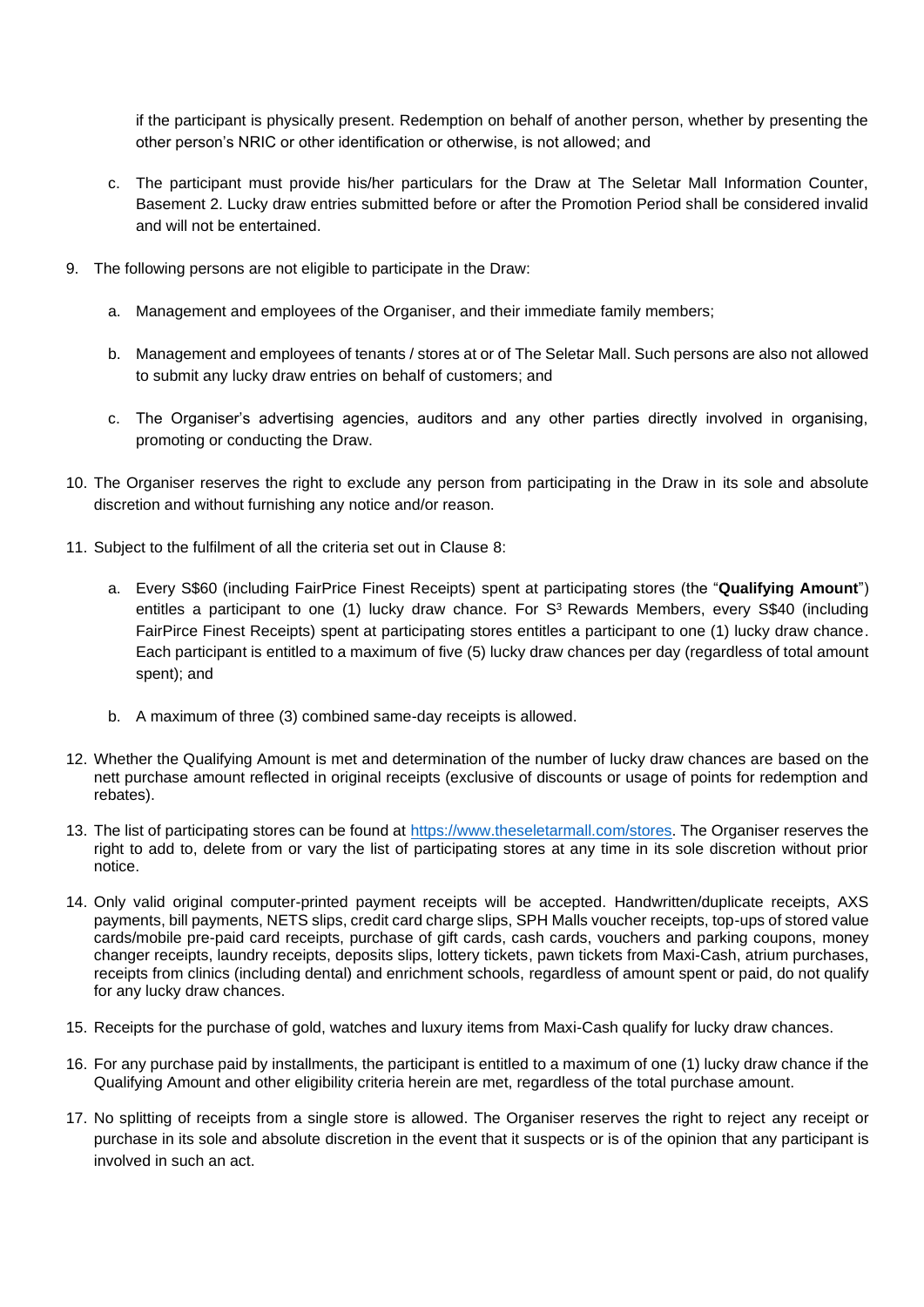if the participant is physically present. Redemption on behalf of another person, whether by presenting the other person's NRIC or other identification or otherwise, is not allowed; and

c. The participant must provide his/her particulars for the Draw at The Seletar Mall Information Counter, Basement 2. Lucky draw entries submitted before or after the Promotion Period shall be considered invalid and will not be entertained.

9. The following persons are not eligible to participate in the Draw:

   a. Management and employees of the Organiser, and their immediate family members;

   b. Management and employees of tenants / stores at or of The Seletar Mall. Such persons are also not allowed to submit any lucky draw entries on behalf of customers; and

   c. The Organiser's advertising agencies, auditors and any other parties directly involved in organising, promoting or conducting the Draw.

10. The Organiser reserves the right to exclude any person from participating in the Draw in its sole and absolute discretion and without furnishing any notice and/or reason.

11. Subject to the fulfilment of all the criteria set out in Clause 8:

    a. Every S$60 (including FairPrice Finest Receipts) spent at participating stores (the "**Qualifying Amount**") entitles a participant to one (1) lucky draw chance. For S³ Rewards Members, every S$40 (including FairPirce Finest Receipts) spent at participating stores entitles a participant to one (1) lucky draw chance. Each participant is entitled to a maximum of five (5) lucky draw chances per day (regardless of total amount spent); and

    b. A maximum of three (3) combined same-day receipts is allowed.

12. Whether the Qualifying Amount is met and determination of the number of lucky draw chances are based on the nett purchase amount reflected in original receipts (exclusive of discounts or usage of points for redemption and rebates).

13. The list of participating stores can be found at [https://www.theseletarmall.com/stores](https://www.theseletarmall.com/stores). The Organiser reserves the right to add to, delete from or vary the list of participating stores at any time in its sole discretion without prior notice.

14. Only valid original computer-printed payment receipts will be accepted. Handwritten/duplicate receipts, AXS payments, bill payments, NETS slips, credit card charge slips, SPH Malls voucher receipts, top-ups of stored value cards/mobile pre-paid card receipts, purchase of gift cards, cash cards, vouchers and parking coupons, money changer receipts, laundry receipts, deposits slips, lottery tickets, pawn tickets from Maxi-Cash, atrium purchases, receipts from clinics (including dental) and enrichment schools, regardless of amount spent or paid, do not qualify for any lucky draw chances.

15. Receipts for the purchase of gold, watches and luxury items from Maxi-Cash qualify for lucky draw chances.

16. For any purchase paid by installments, the participant is entitled to a maximum of one (1) lucky draw chance if the Qualifying Amount and other eligibility criteria herein are met, regardless of the total purchase amount.

17. No splitting of receipts from a single store is allowed. The Organiser reserves the right to reject any receipt or purchase in its sole and absolute discretion in the event that it suspects or is of the opinion that any participant is involved in such an act.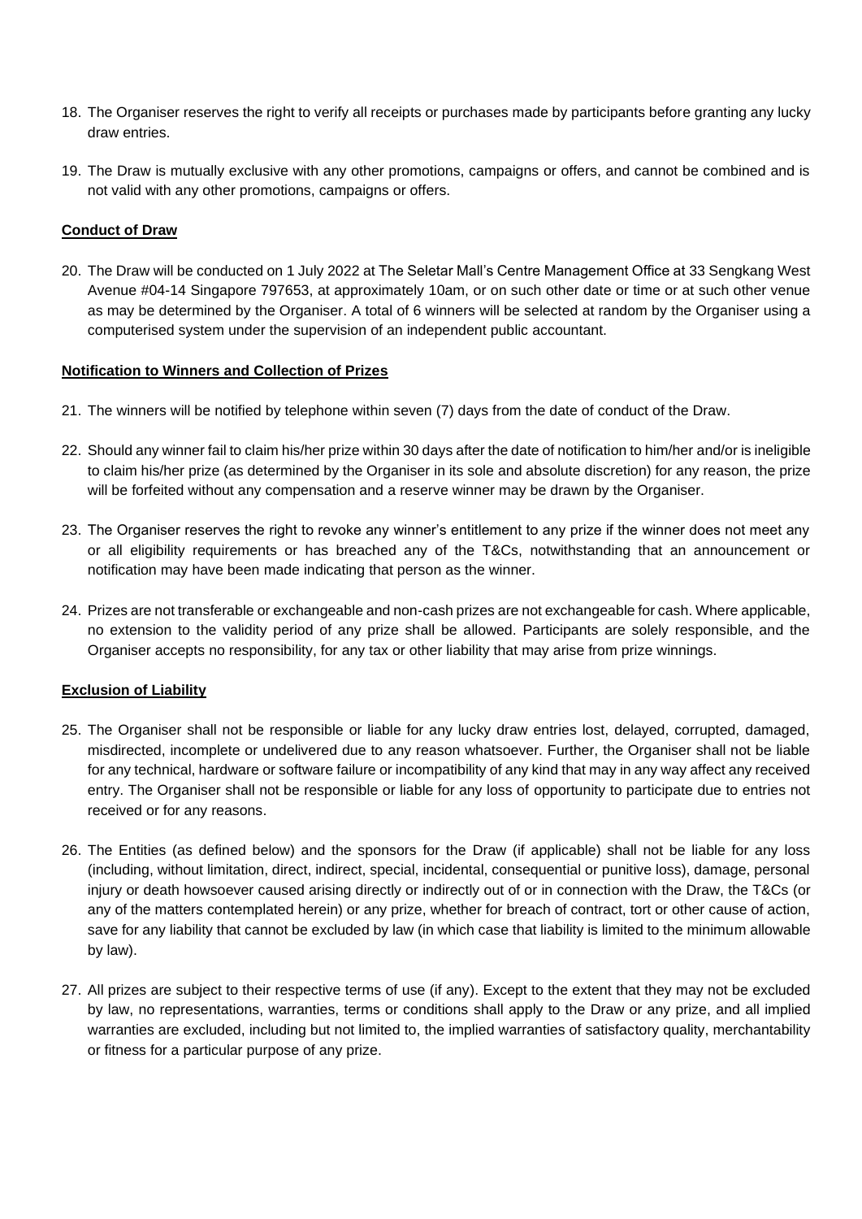18. The Organiser reserves the right to verify all receipts or purchases made by participants before granting any lucky draw entries.

19. The Draw is mutually exclusive with any other promotions, campaigns or offers, and cannot be combined and is not valid with any other promotions, campaigns or offers.

**Conduct of Draw**

20. The Draw will be conducted on 1 July 2022 at The Seletar Mall's Centre Management Office at 33 Sengkang West Avenue #04-14 Singapore 797653, at approximately 10am, or on such other date or time or at such other venue as may be determined by the Organiser. A total of 6 winners will be selected at random by the Organiser using a computerised system under the supervision of an independent public accountant.

**Notification to Winners and Collection of Prizes**

21. The winners will be notified by telephone within seven (7) days from the date of conduct of the Draw.

22. Should any winner fail to claim his/her prize within 30 days after the date of notification to him/her and/or is ineligible to claim his/her prize (as determined by the Organiser in its sole and absolute discretion) for any reason, the prize will be forfeited without any compensation and a reserve winner may be drawn by the Organiser.

23. The Organiser reserves the right to revoke any winner's entitlement to any prize if the winner does not meet any or all eligibility requirements or has breached any of the T&Cs, notwithstanding that an announcement or notification may have been made indicating that person as the winner.

24. Prizes are not transferable or exchangeable and non-cash prizes are not exchangeable for cash. Where applicable, no extension to the validity period of any prize shall be allowed. Participants are solely responsible, and the Organiser accepts no responsibility, for any tax or other liability that may arise from prize winnings.

**Exclusion of Liability**

25. The Organiser shall not be responsible or liable for any lucky draw entries lost, delayed, corrupted, damaged, misdirected, incomplete or undelivered due to any reason whatsoever. Further, the Organiser shall not be liable for any technical, hardware or software failure or incompatibility of any kind that may in any way affect any received entry. The Organiser shall not be responsible or liable for any loss of opportunity to participate due to entries not received or for any reasons.

26. The Entities (as defined below) and the sponsors for the Draw (if applicable) shall not be liable for any loss (including, without limitation, direct, indirect, special, incidental, consequential or punitive loss), damage, personal injury or death howsoever caused arising directly or indirectly out of or in connection with the Draw, the T&Cs (or any of the matters contemplated herein) or any prize, whether for breach of contract, tort or other cause of action, save for any liability that cannot be excluded by law (in which case that liability is limited to the minimum allowable by law).

27. All prizes are subject to their respective terms of use (if any). Except to the extent that they may not be excluded by law, no representations, warranties, terms or conditions shall apply to the Draw or any prize, and all implied warranties are excluded, including but not limited to, the implied warranties of satisfactory quality, merchantability or fitness for a particular purpose of any prize.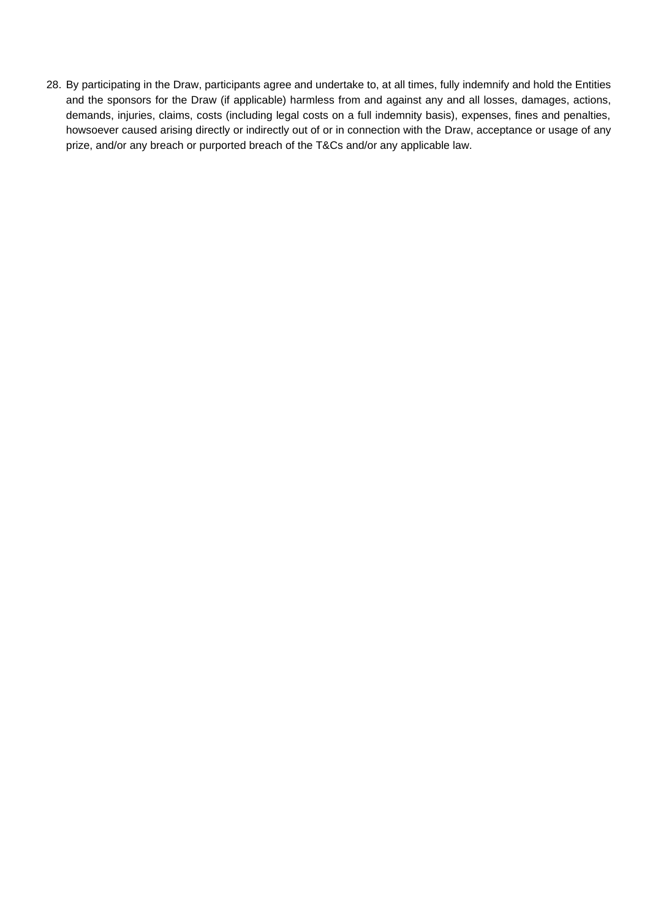28. By participating in the Draw, participants agree and undertake to, at all times, fully indemnify and hold the Entities and the sponsors for the Draw (if applicable) harmless from and against any and all losses, damages, actions, demands, injuries, claims, costs (including legal costs on a full indemnity basis), expenses, fines and penalties, howsoever caused arising directly or indirectly out of or in connection with the Draw, acceptance or usage of any prize, and/or any breach or purported breach of the T&Cs and/or any applicable law.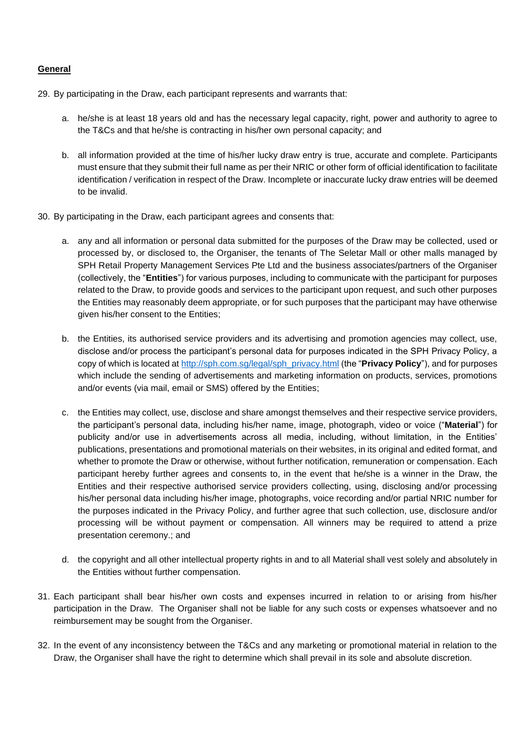**General**

29. By participating in the Draw, each participant represents and warrants that:

    a. he/she is at least 18 years old and has the necessary legal capacity, right, power and authority to agree to the T&Cs and that he/she is contracting in his/her own personal capacity; and

    b. all information provided at the time of his/her lucky draw entry is true, accurate and complete. Participants must ensure that they submit their full name as per their NRIC or other form of official identification to facilitate identification / verification in respect of the Draw. Incomplete or inaccurate lucky draw entries will be deemed to be invalid.

30. By participating in the Draw, each participant agrees and consents that:

    a. any and all information or personal data submitted for the purposes of the Draw may be collected, used or processed by, or disclosed to, the Organiser, the tenants of The Seletar Mall or other malls managed by SPH Retail Property Management Services Pte Ltd and the business associates/partners of the Organiser (collectively, the "**Entities**") for various purposes, including to communicate with the participant for purposes related to the Draw, to provide goods and services to the participant upon request, and such other purposes the Entities may reasonably deem appropriate, or for such purposes that the participant may have otherwise given his/her consent to the Entities;

    b. the Entities, its authorised service providers and its advertising and promotion agencies may collect, use, disclose and/or process the participant's personal data for purposes indicated in the SPH Privacy Policy, a copy of which is located at [http://sph.com.sg/legal/sph_privacy.html](http://sph.com.sg/legal/sph_privacy.html) (the "**Privacy Policy**"), and for purposes which include the sending of advertisements and marketing information on products, services, promotions and/or events (via mail, email or SMS) offered by the Entities;

    c. the Entities may collect, use, disclose and share amongst themselves and their respective service providers, the participant's personal data, including his/her name, image, photograph, video or voice ("**Material**") for publicity and/or use in advertisements across all media, including, without limitation, in the Entities' publications, presentations and promotional materials on their websites, in its original and edited format, and whether to promote the Draw or otherwise, without further notification, remuneration or compensation. Each participant hereby further agrees and consents to, in the event that he/she is a winner in the Draw, the Entities and their respective authorised service providers collecting, using, disclosing and/or processing his/her personal data including his/her image, photographs, voice recording and/or partial NRIC number for the purposes indicated in the Privacy Policy, and further agree that such collection, use, disclosure and/or processing will be without payment or compensation. All winners may be required to attend a prize presentation ceremony.; and

    d. the copyright and all other intellectual property rights in and to all Material shall vest solely and absolutely in the Entities without further compensation.

31. Each participant shall bear his/her own costs and expenses incurred in relation to or arising from his/her participation in the Draw. The Organiser shall not be liable for any such costs or expenses whatsoever and no reimbursement may be sought from the Organiser.

32. In the event of any inconsistency between the T&Cs and any marketing or promotional material in relation to the Draw, the Organiser shall have the right to determine which shall prevail in its sole and absolute discretion.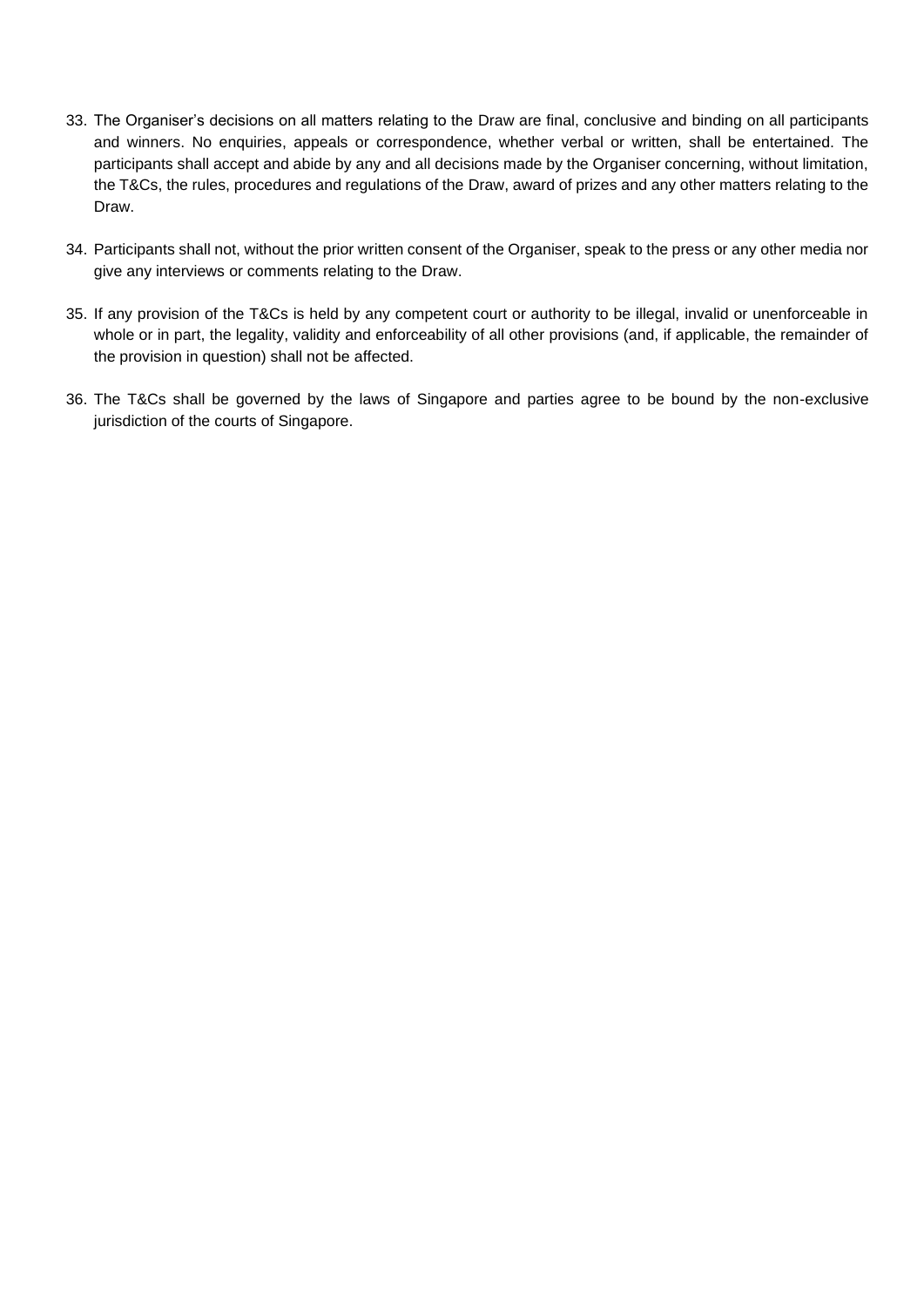33. The Organiser's decisions on all matters relating to the Draw are final, conclusive and binding on all participants and winners. No enquiries, appeals or correspondence, whether verbal or written, shall be entertained. The participants shall accept and abide by any and all decisions made by the Organiser concerning, without limitation, the T&Cs, the rules, procedures and regulations of the Draw, award of prizes and any other matters relating to the Draw.

34. Participants shall not, without the prior written consent of the Organiser, speak to the press or any other media nor give any interviews or comments relating to the Draw.

35. If any provision of the T&Cs is held by any competent court or authority to be illegal, invalid or unenforceable in whole or in part, the legality, validity and enforceability of all other provisions (and, if applicable, the remainder of the provision in question) shall not be affected.

36. The T&Cs shall be governed by the laws of Singapore and parties agree to be bound by the non-exclusive jurisdiction of the courts of Singapore.